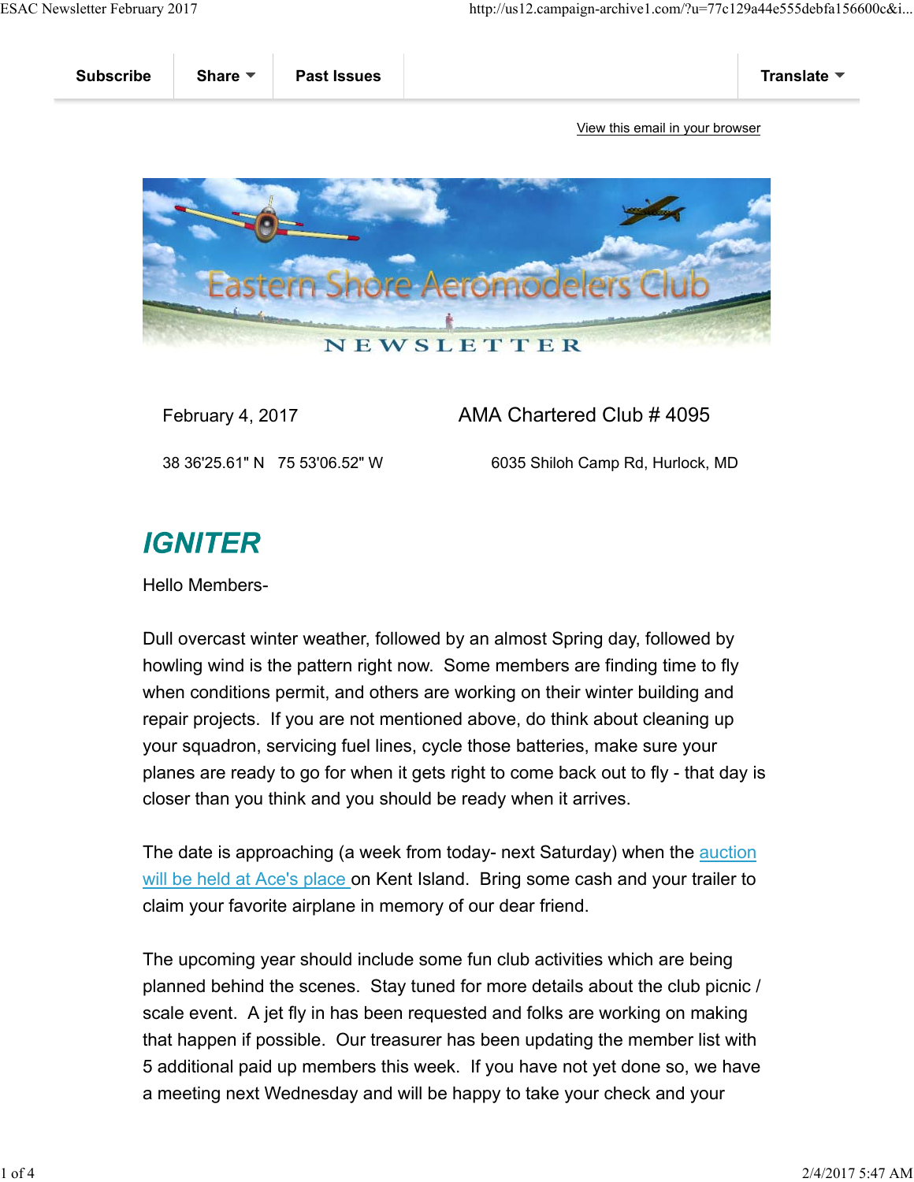Subscribe | Share | Past Issues | Translate

View this email in your browser

Eastern Shore Aeromodelers Club

NEWSLETTER

February 4, 2017 | AMA Chartered Club # 4095

38 36'25.61" N 75 53'06.52" W | 6035 Shiloh Camp Rd, Hurlock, MD

# *IGNITER*

Hello Members-

Dull overcast winter weather, followed by an almost Spring day, followed by howling wind is the pattern right now. Some members are finding time to fly when conditions permit, and others are working on their winter building and repair projects. If you are not mentioned above, do think about cleaning up your squadron, servicing fuel lines, cycle those batteries, make sure your planes are ready to go for when it gets right to come back out to fly - that day is closer than you think and you should be ready when it arrives.

The date is approaching (a week from today- next Saturday) when the auction will be held at Ace's place on Kent Island. Bring some cash and your trailer to claim your favorite airplane in memory of our dear friend.

The upcoming year should include some fun club activities which are being planned behind the scenes. Stay tuned for more details about the club picnic / scale event. A jet fly in has been requested and folks are working on making that happen if possible. Our treasurer has been updating the member list with 5 additional paid up members this week. If you have not yet done so, we have a meeting next Wednesday and will be happy to take your check and your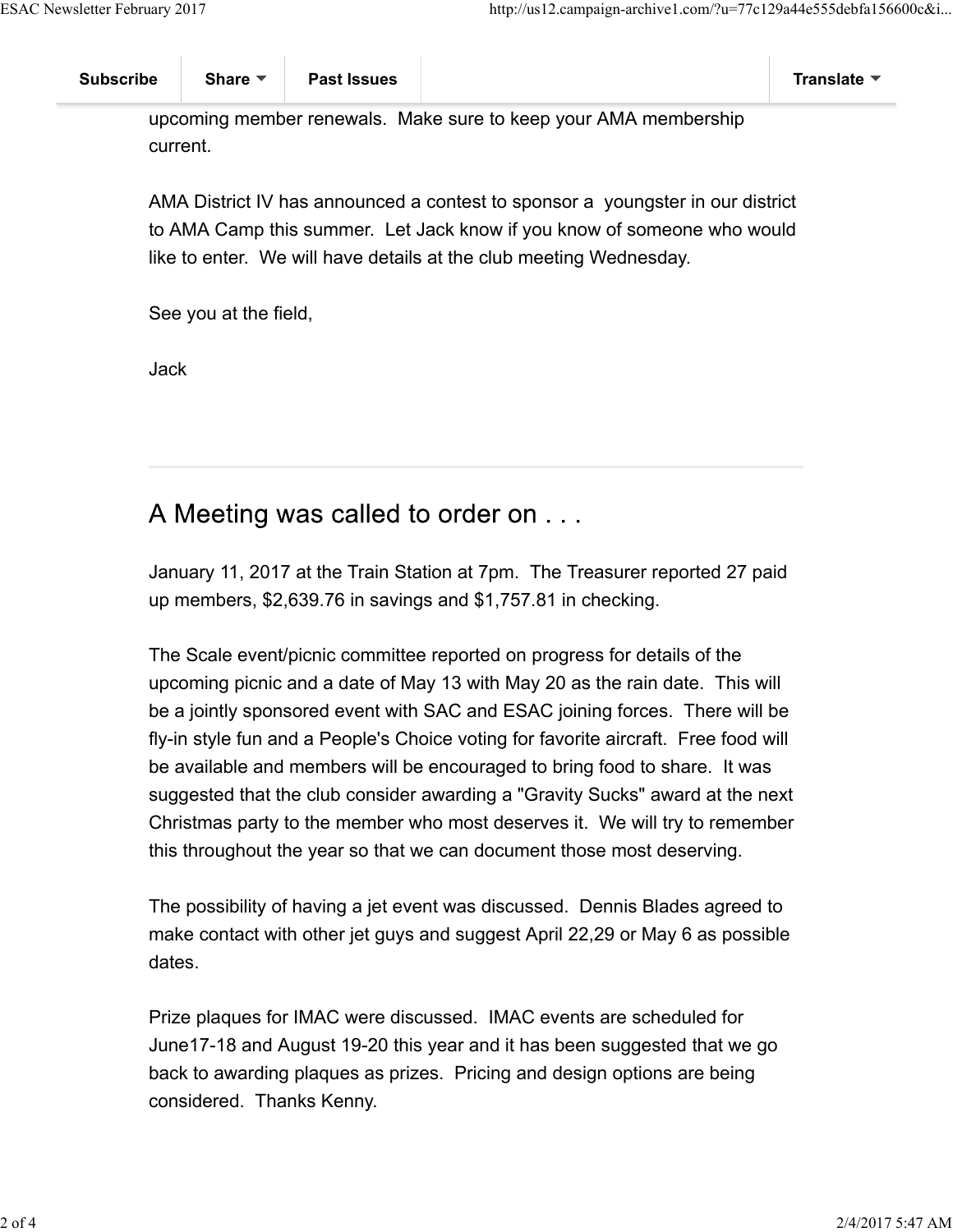upcoming member renewals.  Make sure to keep your AMA membership current.

AMA District IV has announced a contest to sponsor a  youngster in our district to AMA Camp this summer.  Let Jack know if you know of someone who would like to enter.  We will have details at the club meeting Wednesday.

See you at the field,

Jack

---

## A Meeting was called to order on . . .

January 11, 2017 at the Train Station at 7pm.  The Treasurer reported 27 paid up members, $2,639.76 in savings and $1,757.81 in checking.

The Scale event/picnic committee reported on progress for details of the upcoming picnic and a date of May 13 with May 20 as the rain date.  This will be a jointly sponsored event with SAC and ESAC joining forces.  There will be fly-in style fun and a People's Choice voting for favorite aircraft.  Free food will be available and members will be encouraged to bring food to share.  It was suggested that the club consider awarding a "Gravity Sucks" award at the next Christmas party to the member who most deserves it.  We will try to remember this throughout the year so that we can document those most deserving.

The possibility of having a jet event was discussed.  Dennis Blades agreed to make contact with other jet guys and suggest April 22,29 or May 6 as possible dates.

Prize plaques for IMAC were discussed.  IMAC events are scheduled for June17-18 and August 19-20 this year and it has been suggested that we go back to awarding plaques as prizes.  Pricing and design options are being considered.  Thanks Kenny.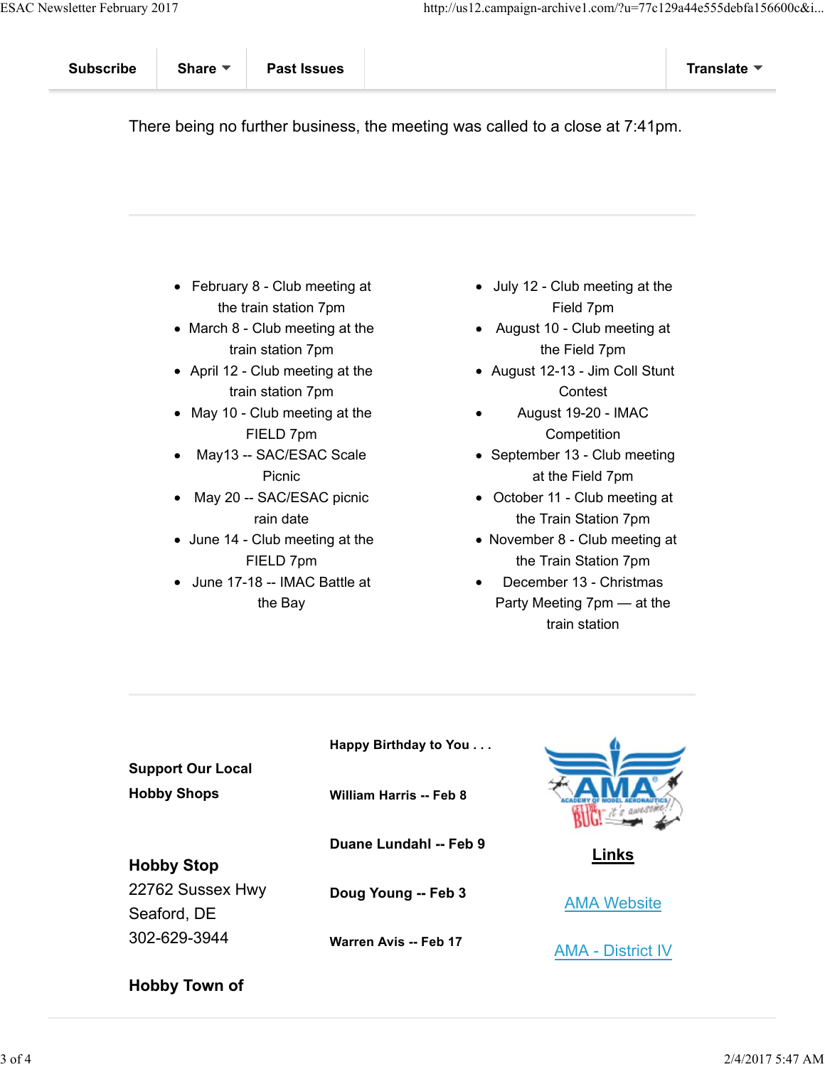Subscribe | Share | Past Issues | Translate

There being no further business, the meeting was called to a close at 7:41pm.

---

- February 8 - Club meeting at the train station 7pm
- March 8 - Club meeting at the train station 7pm
- April 12 - Club meeting at the train station 7pm
- May 10 - Club meeting at the FIELD 7pm
- May13 -- SAC/ESAC Scale Picnic
- May 20 -- SAC/ESAC picnic rain date
- June 14 - Club meeting at the FIELD 7pm
- June 17-18 -- IMAC Battle at the Bay
- July 12 - Club meeting at the Field 7pm
- August 10 - Club meeting at the Field 7pm
- August 12-13 - Jim Coll Stunt Contest
- August 19-20 - IMAC Competition
- September 13 - Club meeting at the Field 7pm
- October 11 - Club meeting at the Train Station 7pm
- November 8 - Club meeting at the Train Station 7pm
- December 13 - Christmas Party Meeting 7pm — at the train station

---

**Support Our Local Hobby Shops**

**Hobby Stop**
22762 Sussex Hwy
Seaford, DE
302-629-3944

**Hobby Town of**

**Happy Birthday to You . . .**

**William Harris -- Feb 8**

**Duane Lundahl -- Feb 9**

**Doug Young -- Feb 3**

**Warren Avis -- Feb 17**

**Links**

AMA Website

AMA - District IV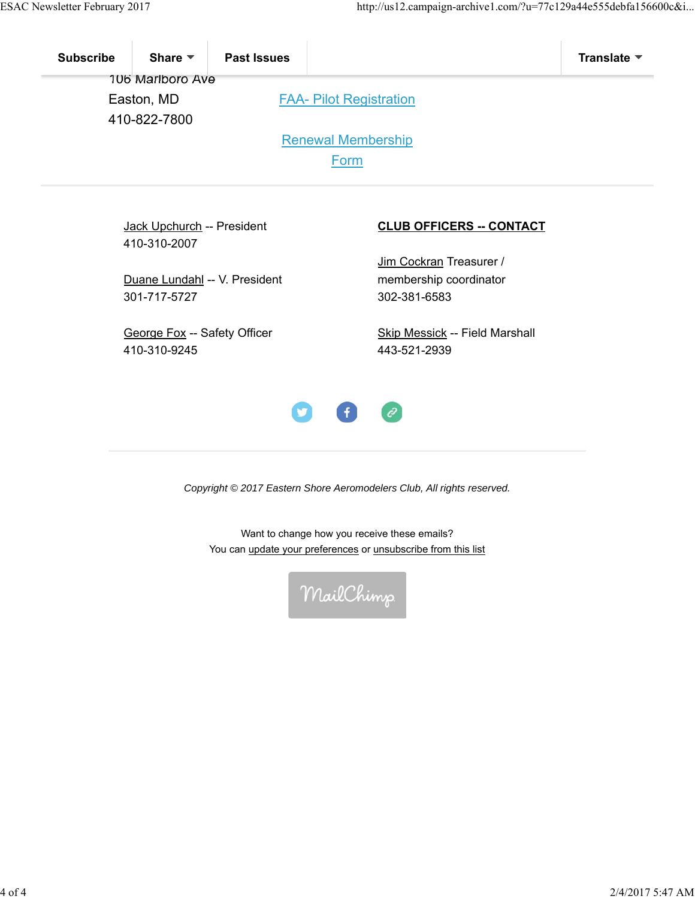Subscribe | Share | Past Issues | Translate

106 Marlboro Ave
Easton, MD
410-822-7800

FAA- Pilot Registration

Renewal Membership Form

---

**CLUB OFFICERS -- CONTACT**

Jack Upchurch -- President
410-310-2007

Duane Lundahl -- V. President
301-717-5727

George Fox -- Safety Officer
410-310-9245

Jim Cockran Treasurer / membership coordinator
302-381-6583

Skip Messick -- Field Marshall
443-521-2939

---

*Copyright © 2017 Eastern Shore Aeromodelers Club, All rights reserved.*

Want to change how you receive these emails?
You can update your preferences or unsubscribe from this list

MailChimp